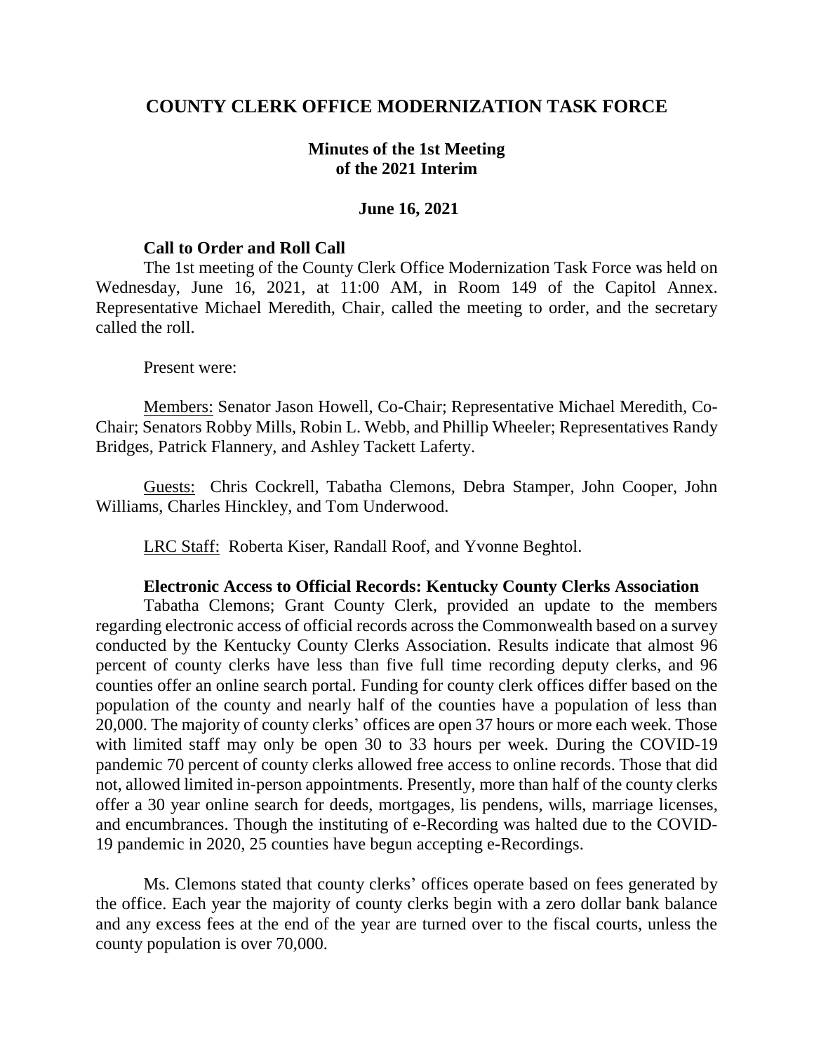# COUNTY CLERK OFFICE MODERNIZATION TASK FORCE

## Minutes of the 1st Meeting of the 2021 Interim

### June 16, 2021

**Call to Order and Roll Call**

The 1st meeting of the County Clerk Office Modernization Task Force was held on Wednesday, June 16, 2021, at 11:00 AM, in Room 149 of the Capitol Annex. Representative Michael Meredith, Chair, called the meeting to order, and the secretary called the roll.

Present were:

Members: Senator Jason Howell, Co-Chair; Representative Michael Meredith, Co-Chair; Senators Robby Mills, Robin L. Webb, and Phillip Wheeler; Representatives Randy Bridges, Patrick Flannery, and Ashley Tackett Laferty.

Guests: Chris Cockrell, Tabatha Clemons, Debra Stamper, John Cooper, John Williams, Charles Hinckley, and Tom Underwood.

LRC Staff: Roberta Kiser, Randall Roof, and Yvonne Beghtol.

**Electronic Access to Official Records: Kentucky County Clerks Association**

Tabatha Clemons; Grant County Clerk, provided an update to the members regarding electronic access of official records across the Commonwealth based on a survey conducted by the Kentucky County Clerks Association. Results indicate that almost 96 percent of county clerks have less than five full time recording deputy clerks, and 96 counties offer an online search portal. Funding for county clerk offices differ based on the population of the county and nearly half of the counties have a population of less than 20,000. The majority of county clerks' offices are open 37 hours or more each week. Those with limited staff may only be open 30 to 33 hours per week. During the COVID-19 pandemic 70 percent of county clerks allowed free access to online records. Those that did not, allowed limited in-person appointments. Presently, more than half of the county clerks offer a 30 year online search for deeds, mortgages, lis pendens, wills, marriage licenses, and encumbrances. Though the instituting of e-Recording was halted due to the COVID-19 pandemic in 2020, 25 counties have begun accepting e-Recordings.

Ms. Clemons stated that county clerks' offices operate based on fees generated by the office. Each year the majority of county clerks begin with a zero dollar bank balance and any excess fees at the end of the year are turned over to the fiscal courts, unless the county population is over 70,000.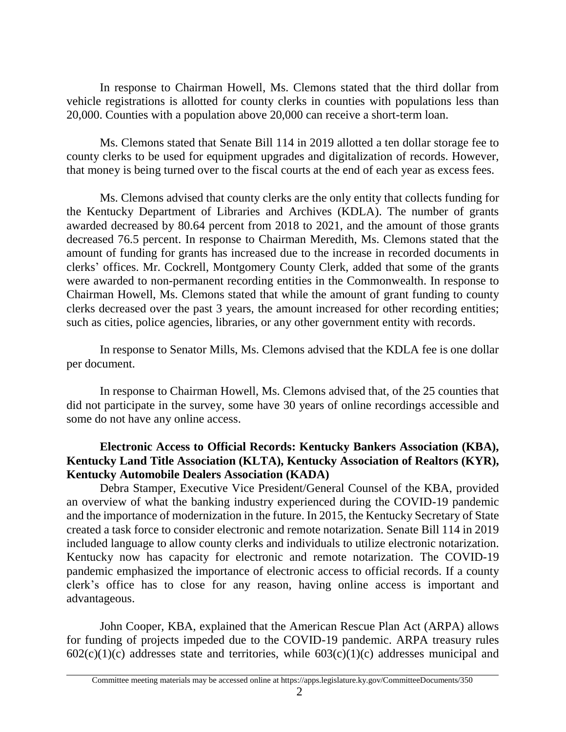In response to Chairman Howell, Ms. Clemons stated that the third dollar from vehicle registrations is allotted for county clerks in counties with populations less than 20,000. Counties with a population above 20,000 can receive a short-term loan.

Ms. Clemons stated that Senate Bill 114 in 2019 allotted a ten dollar storage fee to county clerks to be used for equipment upgrades and digitalization of records. However, that money is being turned over to the fiscal courts at the end of each year as excess fees.

Ms. Clemons advised that county clerks are the only entity that collects funding for the Kentucky Department of Libraries and Archives (KDLA). The number of grants awarded decreased by 80.64 percent from 2018 to 2021, and the amount of those grants decreased 76.5 percent. In response to Chairman Meredith, Ms. Clemons stated that the amount of funding for grants has increased due to the increase in recorded documents in clerks' offices. Mr. Cockrell, Montgomery County Clerk, added that some of the grants were awarded to non-permanent recording entities in the Commonwealth. In response to Chairman Howell, Ms. Clemons stated that while the amount of grant funding to county clerks decreased over the past 3 years, the amount increased for other recording entities; such as cities, police agencies, libraries, or any other government entity with records.

In response to Senator Mills, Ms. Clemons advised that the KDLA fee is one dollar per document.

In response to Chairman Howell, Ms. Clemons advised that, of the 25 counties that did not participate in the survey, some have 30 years of online recordings accessible and some do not have any online access.

**Electronic Access to Official Records: Kentucky Bankers Association (KBA), Kentucky Land Title Association (KLTA), Kentucky Association of Realtors (KYR), Kentucky Automobile Dealers Association (KADA)**

Debra Stamper, Executive Vice President/General Counsel of the KBA, provided an overview of what the banking industry experienced during the COVID-19 pandemic and the importance of modernization in the future. In 2015, the Kentucky Secretary of State created a task force to consider electronic and remote notarization. Senate Bill 114 in 2019 included language to allow county clerks and individuals to utilize electronic notarization. Kentucky now has capacity for electronic and remote notarization. The COVID-19 pandemic emphasized the importance of electronic access to official records. If a county clerk's office has to close for any reason, having online access is important and advantageous.

John Cooper, KBA, explained that the American Rescue Plan Act (ARPA) allows for funding of projects impeded due to the COVID-19 pandemic. ARPA treasury rules 602(c)(1)(c) addresses state and territories, while 603(c)(1)(c) addresses municipal and

Committee meeting materials may be accessed online at https://apps.legislature.ky.gov/CommitteeDocuments/350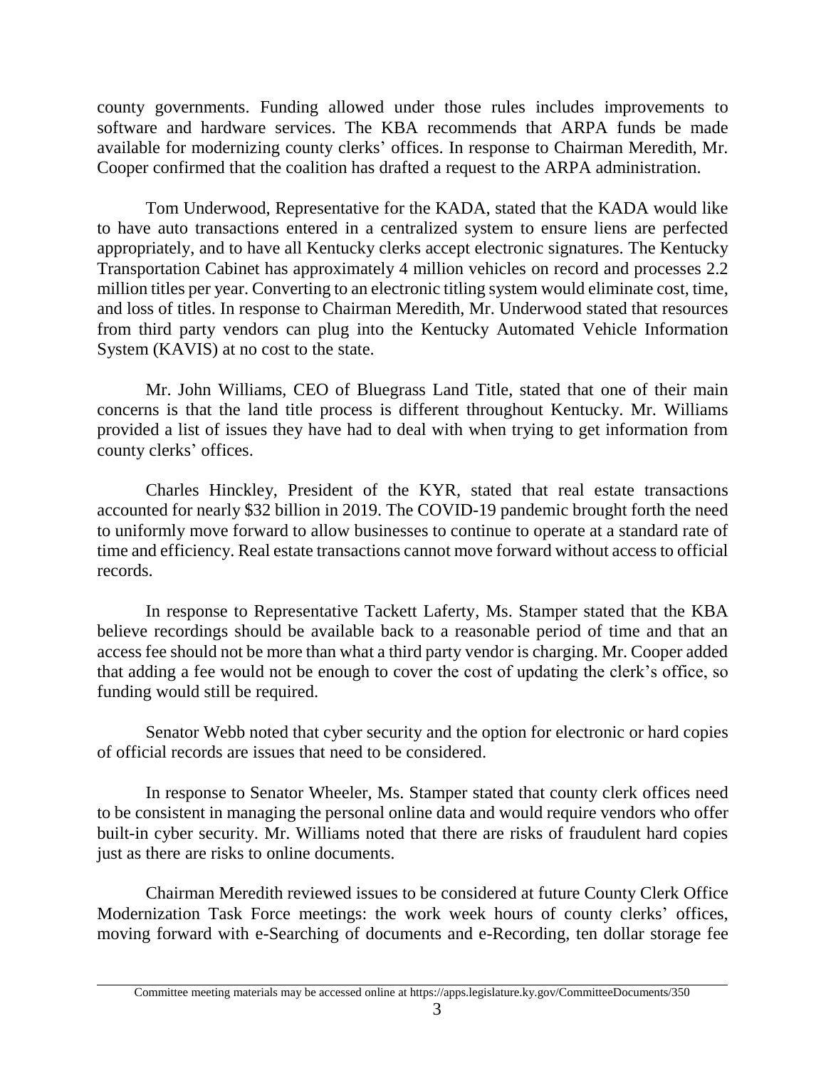county governments. Funding allowed under those rules includes improvements to software and hardware services. The KBA recommends that ARPA funds be made available for modernizing county clerks' offices. In response to Chairman Meredith, Mr. Cooper confirmed that the coalition has drafted a request to the ARPA administration.

Tom Underwood, Representative for the KADA, stated that the KADA would like to have auto transactions entered in a centralized system to ensure liens are perfected appropriately, and to have all Kentucky clerks accept electronic signatures. The Kentucky Transportation Cabinet has approximately 4 million vehicles on record and processes 2.2 million titles per year. Converting to an electronic titling system would eliminate cost, time, and loss of titles. In response to Chairman Meredith, Mr. Underwood stated that resources from third party vendors can plug into the Kentucky Automated Vehicle Information System (KAVIS) at no cost to the state.

Mr. John Williams, CEO of Bluegrass Land Title, stated that one of their main concerns is that the land title process is different throughout Kentucky. Mr. Williams provided a list of issues they have had to deal with when trying to get information from county clerks' offices.

Charles Hinckley, President of the KYR, stated that real estate transactions accounted for nearly $32 billion in 2019. The COVID-19 pandemic brought forth the need to uniformly move forward to allow businesses to continue to operate at a standard rate of time and efficiency. Real estate transactions cannot move forward without access to official records.

In response to Representative Tackett Laferty, Ms. Stamper stated that the KBA believe recordings should be available back to a reasonable period of time and that an access fee should not be more than what a third party vendor is charging. Mr. Cooper added that adding a fee would not be enough to cover the cost of updating the clerk's office, so funding would still be required.

Senator Webb noted that cyber security and the option for electronic or hard copies of official records are issues that need to be considered.

In response to Senator Wheeler, Ms. Stamper stated that county clerk offices need to be consistent in managing the personal online data and would require vendors who offer built-in cyber security. Mr. Williams noted that there are risks of fraudulent hard copies just as there are risks to online documents.

Chairman Meredith reviewed issues to be considered at future County Clerk Office Modernization Task Force meetings: the work week hours of county clerks' offices, moving forward with e-Searching of documents and e-Recording, ten dollar storage fee

Committee meeting materials may be accessed online at https://apps.legislature.ky.gov/CommitteeDocuments/350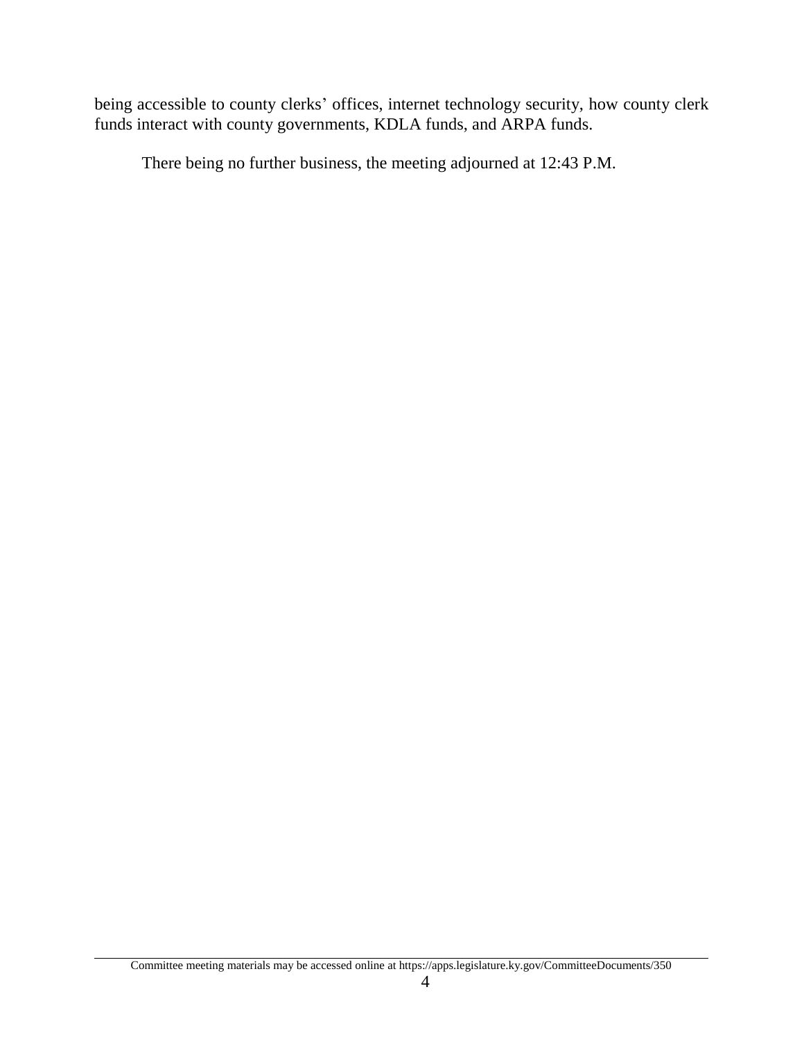being accessible to county clerks' offices, internet technology security, how county clerk funds interact with county governments, KDLA funds, and ARPA funds.

There being no further business, the meeting adjourned at 12:43 P.M.

Committee meeting materials may be accessed online at https://apps.legislature.ky.gov/CommitteeDocuments/350